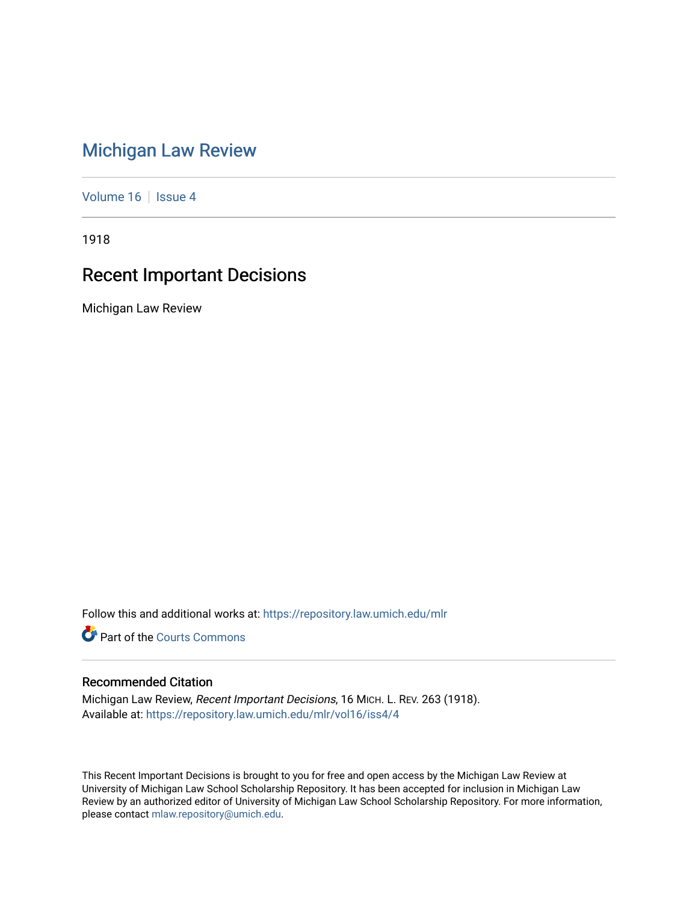# Michigan Law Review

Volume 16 | Issue 4

1918

## Recent Important Decisions

Michigan Law Review

Follow this and additional works at: https://repository.law.umich.edu/mlr

Part of the Courts Commons

### Recommended Citation

Michigan Law Review, *Recent Important Decisions*, 16 MICH. L. REV. 263 (1918).
Available at: https://repository.law.umich.edu/mlr/vol16/iss4/4

This Recent Important Decisions is brought to you for free and open access by the Michigan Law Review at University of Michigan Law School Scholarship Repository. It has been accepted for inclusion in Michigan Law Review by an authorized editor of University of Michigan Law School Scholarship Repository. For more information, please contact mlaw.repository@umich.edu.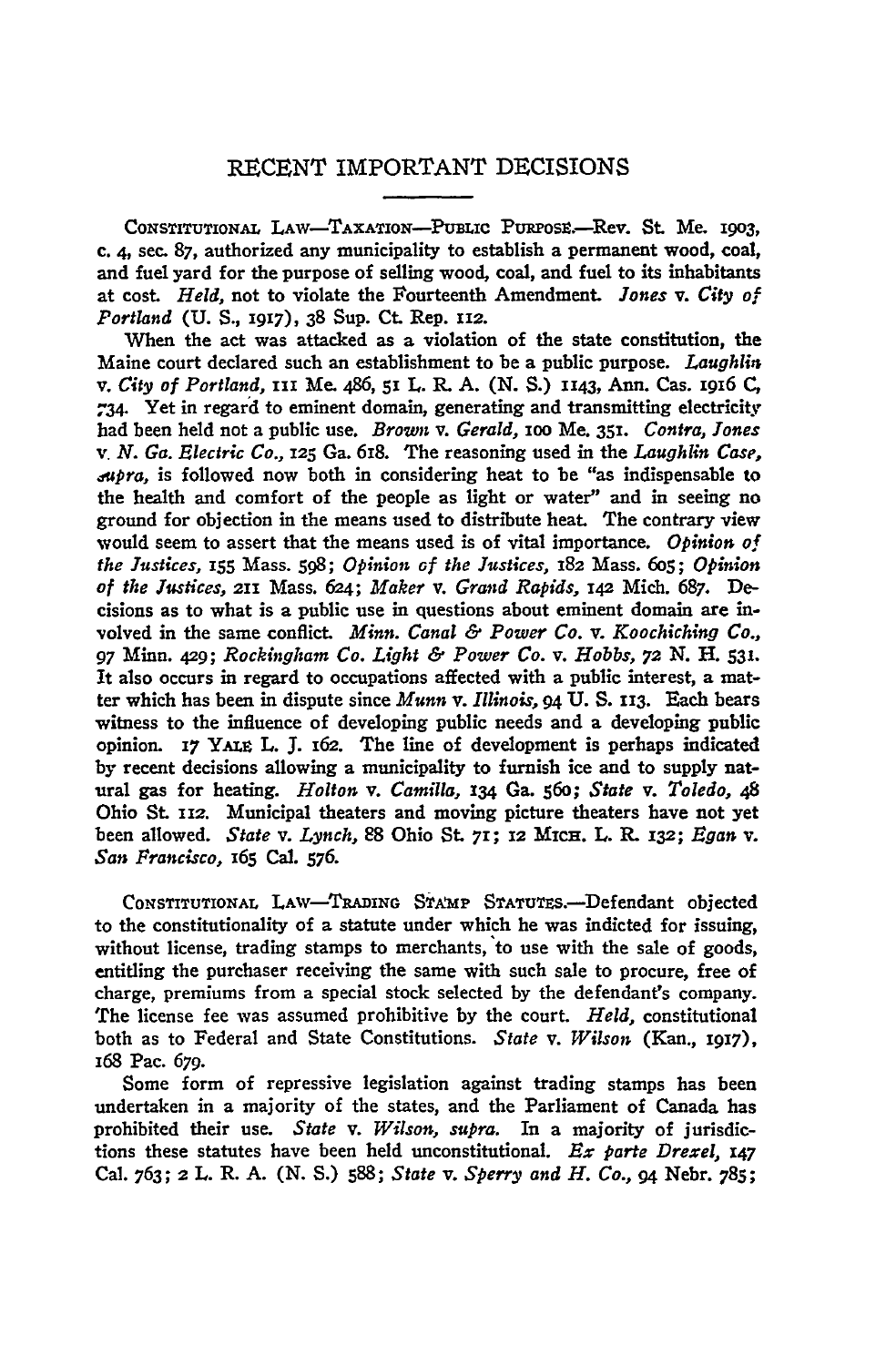## RECENT IMPORTANT DECISIONS

CONSTITUTIONAL LAW—TAXATION—PUBLIC PURPOSE.—Rev. St. Me. 1903, c. 4, sec. 87, authorized any municipality to establish a permanent wood, coal, and fuel yard for the purpose of selling wood, coal, and fuel to its inhabitants at cost. *Held*, not to violate the Fourteenth Amendment. *Jones* v. *City of Portland* (U. S., 1917), 38 Sup. Ct. Rep. 112.

When the act was attacked as a violation of the state constitution, the Maine court declared such an establishment to be a public purpose. *Laughlin* v. *City of Portland*, 111 Me. 486, 51 L. R. A. (N. S.) 1143, Ann. Cas. 1916 C, 734. Yet in regard to eminent domain, generating and transmitting electricity had been held not a public use. *Brown* v. *Gerald*, 100 Me. 351. *Contra*, *Jones* v. *N. Ga. Electric Co.*, 125 Ga. 618. The reasoning used in the *Laughlin Case*, *supra*, is followed now both in considering heat to be "as indispensable to the health and comfort of the people as light or water" and in seeing no ground for objection in the means used to distribute heat. The contrary view would seem to assert that the means used is of vital importance. *Opinion of the Justices*, 155 Mass. 598; *Opinion of the Justices*, 182 Mass. 605; *Opinion of the Justices*, 211 Mass. 624; *Maker* v. *Grand Rapids*, 142 Mich. 687. Decisions as to what is a public use in questions about eminent domain are involved in the same conflict. *Minn. Canal & Power Co.* v. *Koochiching Co.*, 97 Minn. 429; *Rockingham Co. Light & Power Co.* v. *Hobbs*, 72 N. H. 531. It also occurs in regard to occupations affected with a public interest, a matter which has been in dispute since *Munn* v. *Illinois*, 94 U. S. 113. Each bears witness to the influence of developing public needs and a developing public opinion. 17 YALE L. J. 162. The line of development is perhaps indicated by recent decisions allowing a municipality to furnish ice and to supply natural gas for heating. *Holton* v. *Camilla*, 134 Ga. 560; *State* v. *Toledo*, 48 Ohio St. 112. Municipal theaters and moving picture theaters have not yet been allowed. *State* v. *Lynch*, 88 Ohio St. 71; 12 MICH. L. R. 132; *Egan* v. *San Francisco*, 165 Cal. 576.

CONSTITUTIONAL LAW—TRADING STAMP STATUTES.—Defendant objected to the constitutionality of a statute under which he was indicted for issuing, without license, trading stamps to merchants, to use with the sale of goods, entitling the purchaser receiving the same with such sale to procure, free of charge, premiums from a special stock selected by the defendant's company. The license fee was assumed prohibitive by the court. *Held*, constitutional both as to Federal and State Constitutions. *State* v. *Wilson* (Kan., 1917), 168 Pac. 679.

Some form of repressive legislation against trading stamps has been undertaken in a majority of the states, and the Parliament of Canada has prohibited their use. *State* v. *Wilson*, *supra*. In a majority of jurisdictions these statutes have been held unconstitutional. *Ex parte Drexel*, 147 Cal. 763; 2 L. R. A. (N. S.) 588; *State* v. *Sperry and H. Co.*, 94 Nebr. 785;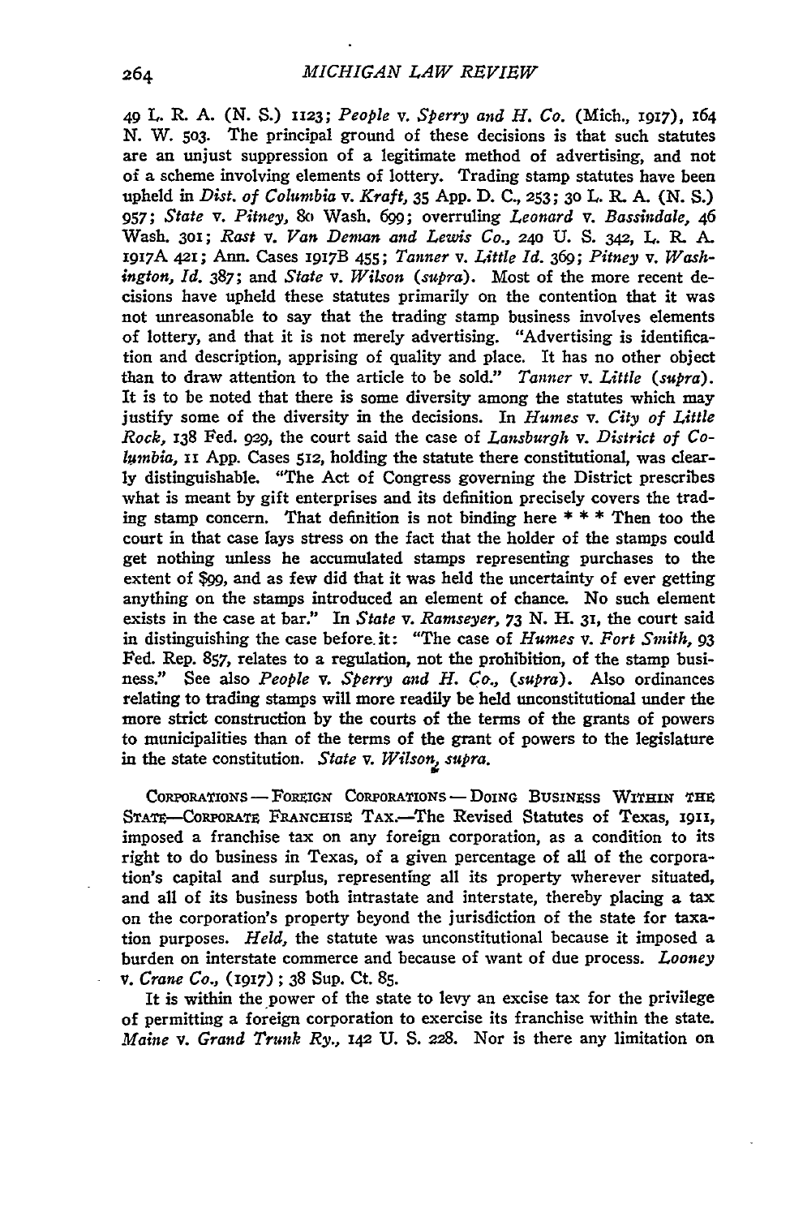49 L. R. A. (N. S.) 1123; *People* v. *Sperry and H. Co.* (Mich., 1917), 164 N. W. 503. The principal ground of these decisions is that such statutes are an unjust suppression of a legitimate method of advertising, and not of a scheme involving elements of lottery. Trading stamp statutes have been upheld in *Dist. of Columbia* v. *Kraft*, 35 App. D. C., 253; 30 L. R. A. (N. S.) 957; *State* v. *Pitney*, 80 Wash. 699; overruling *Leonard* v. *Bassindale*, 46 Wash. 301; *Rast* v. *Van Deman and Lewis Co.*, 240 U. S. 342, L. R. A. 1917A 421; Ann. Cases 1917B 455; *Tanner* v. *Little Id.* 369; *Pitney* v. *Washington, Id.* 387; and *State* v. *Wilson* (*supra*). Most of the more recent decisions have upheld these statutes primarily on the contention that it was not unreasonable to say that the trading stamp business involves elements of lottery, and that it is not merely advertising. "Advertising is identification and description, apprising of quality and place. It has no other object than to draw attention to the article to be sold." *Tanner* v. *Little* (*supra*). It is to be noted that there is some diversity among the statutes which may justify some of the diversity in the decisions. In *Humes* v. *City of Little Rock*, 138 Fed. 929, the court said the case of *Lansburgh* v. *District of Columbia*, 11 App. Cases 512, holding the statute there constitutional, was clearly distinguishable. "The Act of Congress governing the District prescribes what is meant by gift enterprises and its definition precisely covers the trading stamp concern. That definition is not binding here * * * Then too the court in that case lays stress on the fact that the holder of the stamps could get nothing unless he accumulated stamps representing purchases to the extent of $99, and as few did that it was held the uncertainty of ever getting anything on the stamps introduced an element of chance. No such element exists in the case at bar." In *State* v. *Ramseyer*, 73 N. H. 31, the court said in distinguishing the case before it: "The case of *Humes* v. *Fort Smith*, 93 Fed. Rep. 857, relates to a regulation, not the prohibition, of the stamp business." See also *People* v. *Sperry and H. Co.*, (*supra*). Also ordinances relating to trading stamps will more readily be held unconstitutional under the more strict construction by the courts of the terms of the grants of powers to municipalities than of the terms of the grant of powers to the legislature in the state constitution. *State* v. *Wilson, supra.*

CORPORATIONS — FOREIGN CORPORATIONS — DOING BUSINESS WITHIN THE STATE—CORPORATE FRANCHISE TAX.—The Revised Statutes of Texas, 1911, imposed a franchise tax on any foreign corporation, as a condition to its right to do business in Texas, of a given percentage of all of the corporation's capital and surplus, representing all its property wherever situated, and all of its business both intrastate and interstate, thereby placing a tax on the corporation's property beyond the jurisdiction of the state for taxation purposes. *Held*, the statute was unconstitutional because it imposed a burden on interstate commerce and because of want of due process. *Looney* v. *Crane Co.*, (1917); 38 Sup. Ct. 85.

It is within the power of the state to levy an excise tax for the privilege of permitting a foreign corporation to exercise its franchise within the state. *Maine* v. *Grand Trunk Ry.*, 142 U. S. 228. Nor is there any limitation on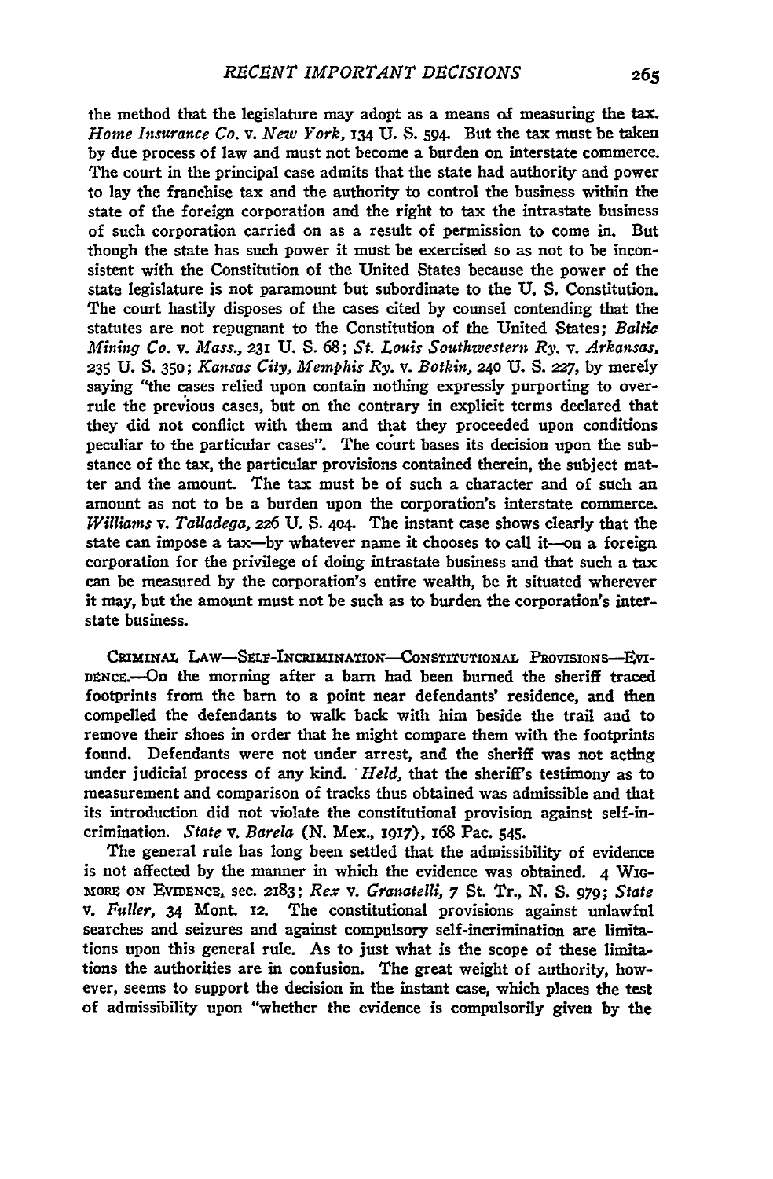the method that the legislature may adopt as a means of measuring the tax. *Home Insurance Co.* v. *New York*, 134 U. S. 594. But the tax must be taken by due process of law and must not become a burden on interstate commerce. The court in the principal case admits that the state had authority and power to lay the franchise tax and the authority to control the business within the state of the foreign corporation and the right to tax the intrastate business of such corporation carried on as a result of permission to come in. But though the state has such power it must be exercised so as not to be inconsistent with the Constitution of the United States because the power of the state legislature is not paramount but subordinate to the U. S. Constitution. The court hastily disposes of the cases cited by counsel contending that the statutes are not repugnant to the Constitution of the United States; *Baltic Mining Co.* v. *Mass.*, 231 U. S. 68; *St. Louis Southwestern Ry.* v. *Arkansas*, 235 U. S. 350; *Kansas City, Memphis Ry.* v. *Botkin*, 240 U. S. 227, by merely saying "the cases relied upon contain nothing expressly purporting to overrule the previous cases, but on the contrary in explicit terms declared that they did not conflict with them and that they proceeded upon conditions peculiar to the particular cases". The court bases its decision upon the substance of the tax, the particular provisions contained therein, the subject matter and the amount. The tax must be of such a character and of such an amount as not to be a burden upon the corporation's interstate commerce. *Williams* v. *Talladega*, 226 U. S. 404. The instant case shows clearly that the state can impose a tax—by whatever name it chooses to call it—on a foreign corporation for the privilege of doing intrastate business and that such a tax can be measured by the corporation's entire wealth, be it situated wherever it may, but the amount must not be such as to burden the corporation's interstate business.

CRIMINAL LAW—SELF-INCRIMINATION—CONSTITUTIONAL PROVISIONS—EVIDENCE.—On the morning after a barn had been burned the sheriff traced footprints from the barn to a point near defendants' residence, and then compelled the defendants to walk back with him beside the trail and to remove their shoes in order that he might compare them with the footprints found. Defendants were not under arrest, and the sheriff was not acting under judicial process of any kind. *Held*, that the sheriff's testimony as to measurement and comparison of tracks thus obtained was admissible and that its introduction did not violate the constitutional provision against self-incrimination. *State* v. *Barela* (N. Mex., 1917), 168 Pac. 545.

The general rule has long been settled that the admissibility of evidence is not affected by the manner in which the evidence was obtained. 4 WIGMORE ON EVIDENCE, sec. 2183; *Rex* v. *Granatelli*, 7 St. Tr., N. S. 979; *State* v. *Fuller*, 34 Mont. 12. The constitutional provisions against unlawful searches and seizures and against compulsory self-incrimination are limitations upon this general rule. As to just what is the scope of these limitations the authorities are in confusion. The great weight of authority, however, seems to support the decision in the instant case, which places the test of admissibility upon "whether the evidence is compulsorily given by the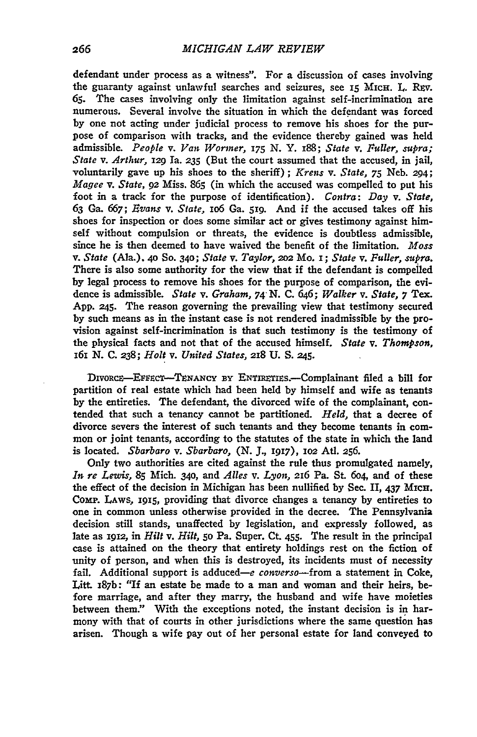defendant under process as a witness". For a discussion of cases involving the guaranty against unlawful searches and seizures, see 15 MICH. L. REV. 65. The cases involving only the limitation against self-incrimination are numerous. Several involve the situation in which the defendant was forced by one not acting under judicial process to remove his shoes for the purpose of comparison with tracks, and the evidence thereby gained was held admissible. *People* v. *Van Wormer*, 175 N. Y. 188; *State* v. *Fuller, supra; State* v. *Arthur*, 129 Ia. 235 (But the court assumed that the accused, in jail, voluntarily gave up his shoes to the sheriff); *Krens* v. *State*, 75 Neb. 294; *Magee* v. *State*, 92 Miss. 865 (in which the accused was compelled to put his foot in a track for the purpose of identification). *Contra*: *Day* v. *State*, 63 Ga. 667; *Evans* v. *State*, 106 Ga. 519. And if the accused takes off his shoes for inspection or does some similar act or gives testimony against himself without compulsion or threats, the evidence is doubtless admissible, since he is then deemed to have waived the benefit of the limitation. *Moss* v. *State* (Ala.), 40 So. 340; *State* v. *Taylor*, 202 Mo. 1; *State* v. *Fuller, supra.* There is also some authority for the view that if the defendant is compelled by legal process to remove his shoes for the purpose of comparison, the evidence is admissible. *State* v. *Graham*, 74 N. C. 646; *Walker* v. *State*, 7 Tex. App. 245. The reason governing the prevailing view that testimony secured by such means as in the instant case is not rendered inadmissible by the provision against self-incrimination is that such testimony is the testimony of the physical facts and not that of the accused himself. *State* v. *Thompson*, 161 N. C. 238; *Holt* v. *United States*, 218 U. S. 245.

DIVORCE—EFFECT—TENANCY BY ENTIRETIES.—Complainant filed a bill for partition of real estate which had been held by himself and wife as tenants by the entireties. The defendant, the divorced wife of the complainant, contended that such a tenancy cannot be partitioned. *Held*, that a decree of divorce severs the interest of such tenants and they become tenants in common or joint tenants, according to the statutes of the state in which the land is located. *Sbarbaro* v. *Sbarbaro*, (N. J., 1917), 102 Atl. 256.

Only two authorities are cited against the rule thus promulgated namely, *In re Lewis*, 85 Mich. 340, and *Alles* v. *Lyon*, 216 Pa. St. 604, and of these the effect of the decision in Michigan has been nullified by Sec. II, 437 MICH. COMP. LAWS, 1915, providing that divorce changes a tenancy by entireties to one in common unless otherwise provided in the decree. The Pennsylvania decision still stands, unaffected by legislation, and expressly followed, as late as 1912, in *Hilt* v. *Hilt*, 50 Pa. Super. Ct. 455. The result in the principal case is attained on the theory that entirety holdings rest on the fiction of unity of person, and when this is destroyed, its incidents must of necessity fail. Additional support is adduced—*e converso*—from a statement in Coke, Litt. 187b: "If an estate be made to a man and woman and their heirs, before marriage, and after they marry, the husband and wife have moieties between them." With the exceptions noted, the instant decision is in harmony with that of courts in other jurisdictions where the same question has arisen. Though a wife pay out of her personal estate for land conveyed to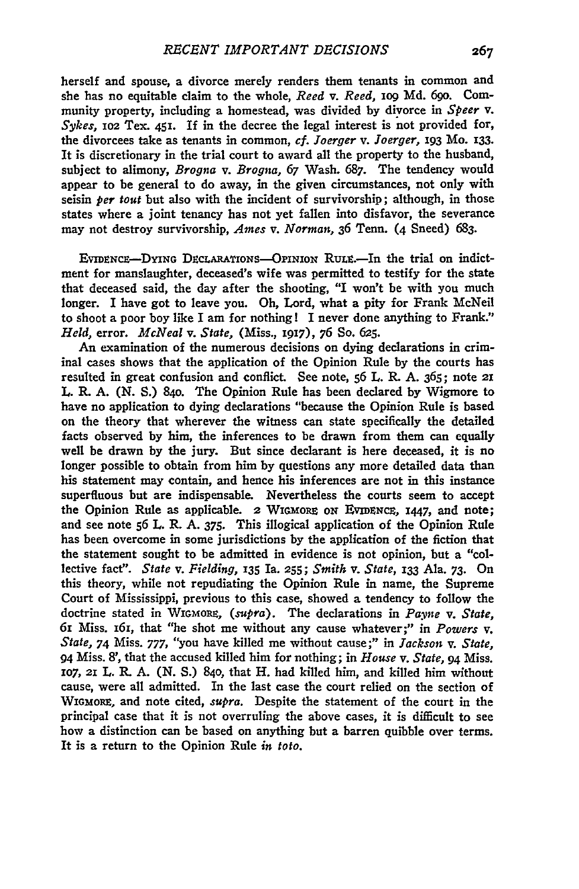herself and spouse, a divorce merely renders them tenants in common and she has no equitable claim to the whole, *Reed* v. *Reed*, 109 Md. 690. Community property, including a homestead, was divided by divorce in *Speer* v. *Sykes*, 102 Tex. 451. If in the decree the legal interest is not provided for, the divorcees take as tenants in common, *cf. Joerger* v. *Joerger*, 193 Mo. 133. It is discretionary in the trial court to award all the property to the husband, subject to alimony, *Brogna* v. *Brogna*, 67 Wash. 687. The tendency would appear to be general to do away, in the given circumstances, not only with seisin *per tout* but also with the incident of survivorship; although, in those states where a joint tenancy has not yet fallen into disfavor, the severance may not destroy survivorship, *Ames* v. *Norman*, 36 Tenn. (4 Sneed) 683.

EVIDENCE—DYING DECLARATIONS—OPINION RULE.—In the trial on indictment for manslaughter, deceased's wife was permitted to testify for the state that deceased said, the day after the shooting, "I won't be with you much longer. I have got to leave you. Oh, Lord, what a pity for Frank McNeil to shoot a poor boy like I am for nothing! I never done anything to Frank." *Held*, error. *McNeal* v. *State*, (Miss., 1917), 76 So. 625.

An examination of the numerous decisions on dying declarations in criminal cases shows that the application of the Opinion Rule by the courts has resulted in great confusion and conflict. See note, 56 L. R. A. 365; note 21 L. R. A. (N. S.) 840. The Opinion Rule has been declared by Wigmore to have no application to dying declarations "because the Opinion Rule is based on the theory that wherever the witness can state specifically the detailed facts observed by him, the inferences to be drawn from them can equally well be drawn by the jury. But since declarant is here deceased, it is no longer possible to obtain from him by questions any more detailed data than his statement may contain, and hence his inferences are not in this instance superfluous but are indispensable. Nevertheless the courts seem to accept the Opinion Rule as applicable. 2 WIGMORE ON EVIDENCE, 1447, and note; and see note 56 L. R. A. 375. This illogical application of the Opinion Rule has been overcome in some jurisdictions by the application of the fiction that the statement sought to be admitted in evidence is not opinion, but a "collective fact". *State* v. *Fielding*, 135 Ia. 255; *Smith* v. *State*, 133 Ala. 73. On this theory, while not repudiating the Opinion Rule in name, the Supreme Court of Mississippi, previous to this case, showed a tendency to follow the doctrine stated in WIGMORE, (*supra*). The declarations in *Payne* v. *State*, 61 Miss. 161, that "he shot me without any cause whatever;" in *Powers* v. *State*, 74 Miss. 777, "you have killed me without cause;" in *Jackson* v. *State*, 94 Miss. 8', that the accused killed him for nothing; in *House* v. *State*, 94 Miss. 107, 21 L. R. A. (N. S.) 840, that H. had killed him, and killed him without cause, were all admitted. In the last case the court relied on the section of WIGMORE, and note cited, *supra*. Despite the statement of the court in the principal case that it is not overruling the above cases, it is difficult to see how a distinction can be based on anything but a barren quibble over terms. It is a return to the Opinion Rule *in toto*.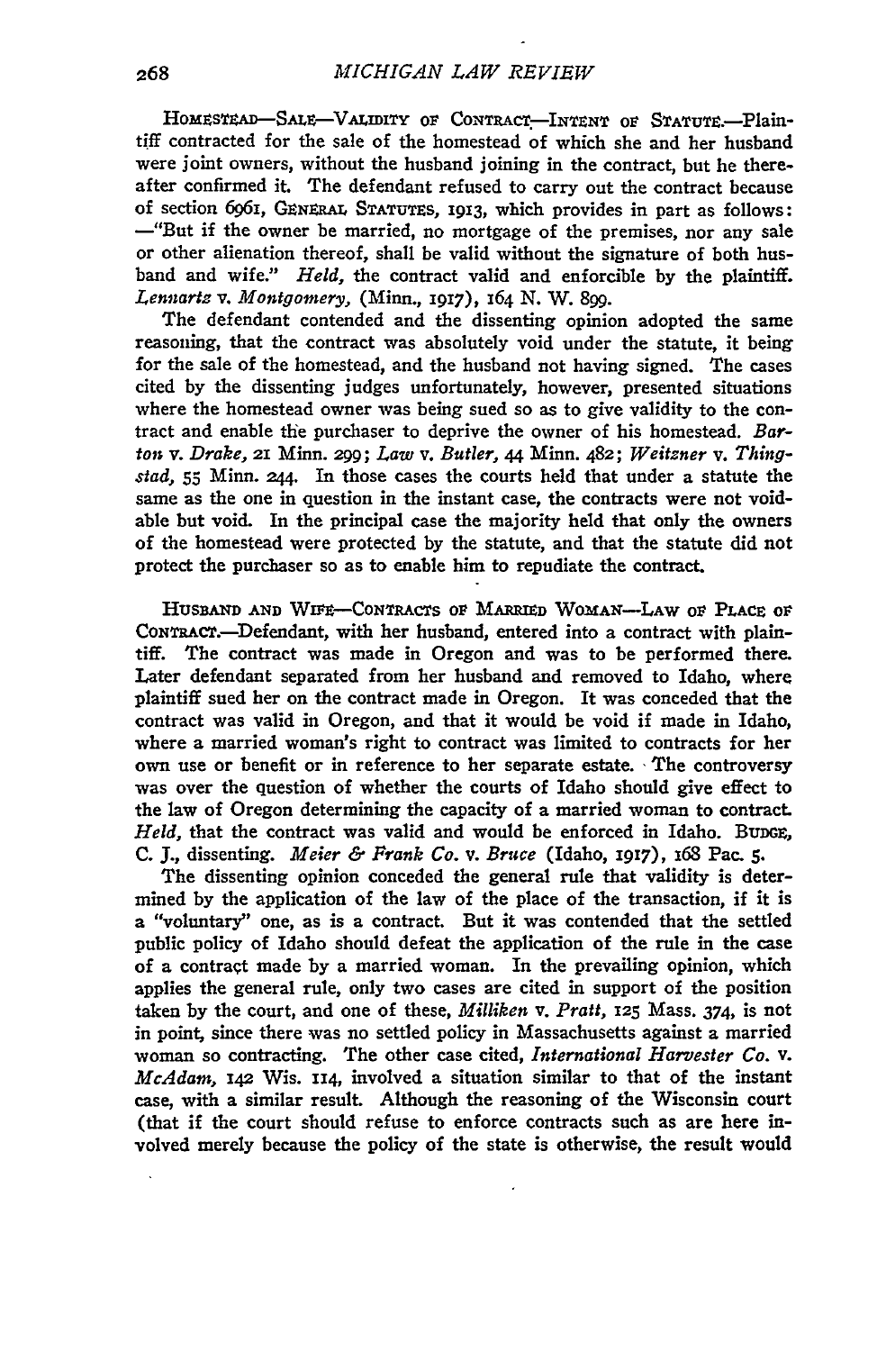HOMESTEAD—SALE—VALIDITY OF CONTRACT—INTENT OF STATUTE.—Plaintiff contracted for the sale of the homestead of which she and her husband were joint owners, without the husband joining in the contract, but he thereafter confirmed it. The defendant refused to carry out the contract because of section 6961, GENERAL STATUTES, 1913, which provides in part as follows: —"But if the owner be married, no mortgage of the premises, nor any sale or other alienation thereof, shall be valid without the signature of both husband and wife." *Held*, the contract valid and enforcible by the plaintiff. *Lennartz* v. *Montgomery*, (Minn., 1917), 164 N. W. 899.

The defendant contended and the dissenting opinion adopted the same reasoning, that the contract was absolutely void under the statute, it being for the sale of the homestead, and the husband not having signed. The cases cited by the dissenting judges unfortunately, however, presented situations where the homestead owner was being sued so as to give validity to the contract and enable the purchaser to deprive the owner of his homestead. *Barton* v. *Drake*, 21 Minn. 299; *Law* v. *Butler*, 44 Minn. 482; *Weitzner* v. *Thingstad*, 55 Minn. 244. In those cases the courts held that under a statute the same as the one in question in the instant case, the contracts were not voidable but void. In the principal case the majority held that only the owners of the homestead were protected by the statute, and that the statute did not protect the purchaser so as to enable him to repudiate the contract.

HUSBAND AND WIFE—CONTRACTS OF MARRIED WOMAN—LAW OF PLACE OF CONTRACT.—Defendant, with her husband, entered into a contract with plaintiff. The contract was made in Oregon and was to be performed there. Later defendant separated from her husband and removed to Idaho, where plaintiff sued her on the contract made in Oregon. It was conceded that the contract was valid in Oregon, and that it would be void if made in Idaho, where a married woman's right to contract was limited to contracts for her own use or benefit or in reference to her separate estate. The controversy was over the question of whether the courts of Idaho should give effect to the law of Oregon determining the capacity of a married woman to contract. *Held*, that the contract was valid and would be enforced in Idaho. BUDGE, C. J., dissenting. *Meier & Frank Co.* v. *Bruce* (Idaho, 1917), 168 Pac. 5.

The dissenting opinion conceded the general rule that validity is determined by the application of the law of the place of the transaction, if it is a "voluntary" one, as is a contract. But it was contended that the settled public policy of Idaho should defeat the application of the rule in the case of a contract made by a married woman. In the prevailing opinion, which applies the general rule, only two cases are cited in support of the position taken by the court, and one of these, *Milliken* v. *Pratt*, 125 Mass. 374, is not in point, since there was no settled policy in Massachusetts against a married woman so contracting. The other case cited, *International Harvester Co.* v. *McAdam*, 142 Wis. 114, involved a situation similar to that of the instant case, with a similar result. Although the reasoning of the Wisconsin court (that if the court should refuse to enforce contracts such as are here involved merely because the policy of the state is otherwise, the result would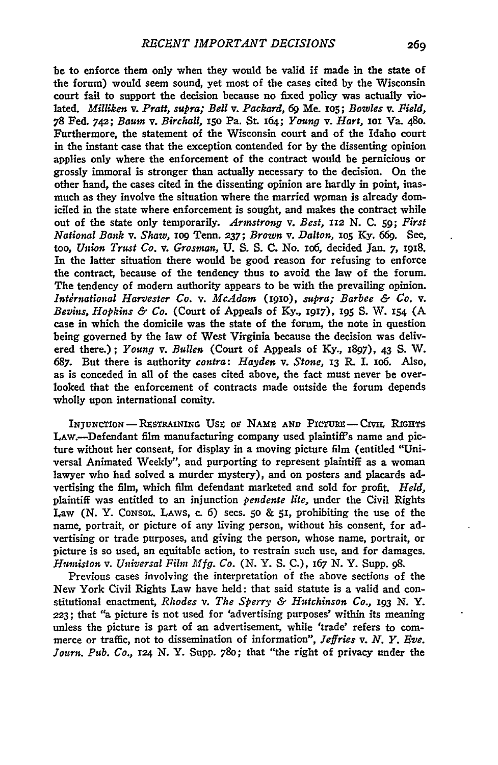be to enforce them only when they would be valid if made in the state of the forum) would seem sound, yet most of the cases cited by the Wisconsin court fail to support the decision because no fixed policy was actually violated. *Milliken* v. *Pratt*, *supra; Bell* v. *Packard*, 69 Me. 105; *Bowles* v. *Field*, 78 Fed. 742; *Baum* v. *Birchall*, 150 Pa. St. 164; *Young* v. *Hart*, 101 Va. 480. Furthermore, the statement of the Wisconsin court and of the Idaho court in the instant case that the exception contended for by the dissenting opinion applies only where the enforcement of the contract would be pernicious or grossly immoral is stronger than actually necessary to the decision. On the other hand, the cases cited in the dissenting opinion are hardly in point, inasmuch as they involve the situation where the married woman is already domiciled in the state where enforcement is sought, and makes the contract while out of the state only temporarily. *Armstrong* v. *Best*, 112 N. C. 59; *First National Bank* v. *Shaw*, 109 Tenn. 237; *Brown* v. *Dalton*, 105 Ky. 669. See, too, *Union Trust Co.* v. *Grosman*, U. S. S. C. No. 106, decided Jan. 7, 1918. In the latter situation there would be good reason for refusing to enforce the contract, because of the tendency thus to avoid the law of the forum. The tendency of modern authority appears to be with the prevailing opinion. *International Harvester Co.* v. *McAdam* (1910), *supra; Barbee & Co.* v. *Bevins, Hopkins & Co.* (Court of Appeals of Ky., 1917), 195 S. W. 154 (A case in which the domicile was the state of the forum, the note in question being governed by the law of West Virginia because the decision was delivered there.); *Young* v. *Bullen* (Court of Appeals of Ky., 1897), 43 S. W. 687. But there is authority *contra*: *Hayden* v. *Stone*, 13 R. I. 106. Also, as is conceded in all of the cases cited above, the fact must never be overlooked that the enforcement of contracts made outside the forum depends wholly upon international comity.

INJUNCTION—RESTRAINING USE OF NAME AND PICTURE—CIVIL RIGHTS LAW.—Defendant film manufacturing company used plaintiff's name and picture without her consent, for display in a moving picture film (entitled "Universal Animated Weekly", and purporting to represent plaintiff as a woman lawyer who had solved a murder mystery), and on posters and placards advertising the film, which film defendant marketed and sold for profit. *Held*, plaintiff was entitled to an injunction *pendente lite*, under the Civil Rights Law (N. Y. CONSOL. LAWS, c. 6) secs. 50 & 51, prohibiting the use of the name, portrait, or picture of any living person, without his consent, for advertising or trade purposes, and giving the person, whose name, portrait, or picture is so used, an equitable action, to restrain such use, and for damages. *Humiston* v. *Universal Film Mfg. Co.* (N. Y. S. C.), 167 N. Y. Supp. 98.

Previous cases involving the interpretation of the above sections of the New York Civil Rights Law have held: that said statute is a valid and constitutional enactment, *Rhodes* v. *The Sperry & Hutchinson Co.*, 193 N. Y. 223; that "a picture is not used for 'advertising purposes' within its meaning unless the picture is part of an advertisement, while 'trade' refers to commerce or traffic, not to dissemination of information", *Jeffries* v. *N. Y. Eve. Journ. Pub. Co.*, 124 N. Y. Supp. 780; that "the right of privacy under the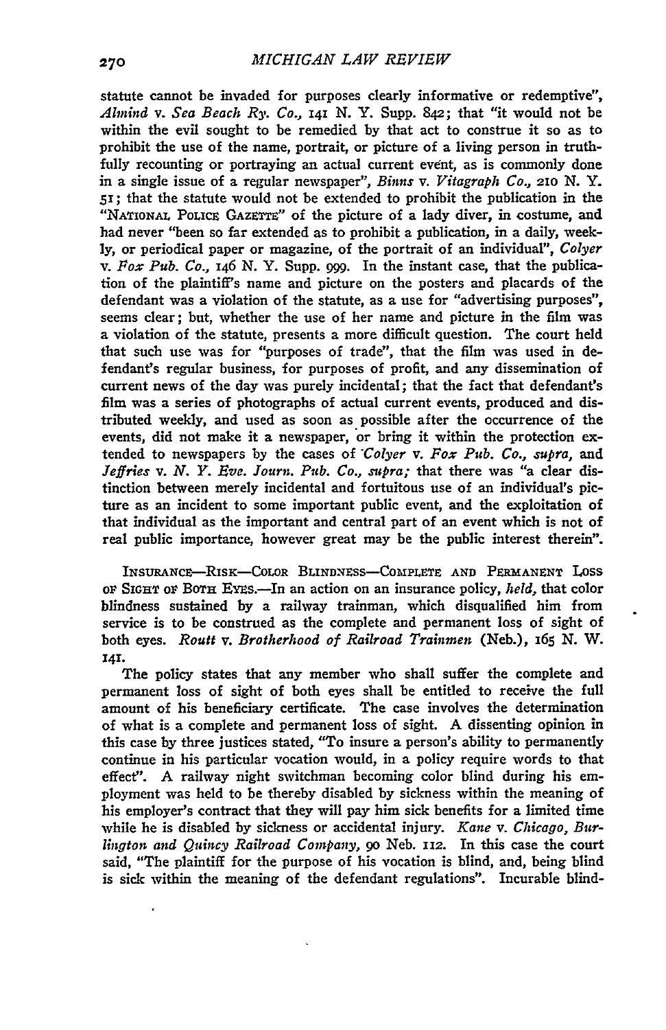statute cannot be invaded for purposes clearly informative or redemptive", *Almind* v. *Sea Beach Ry. Co.*, 141 N. Y. Supp. 842; that "it would not be within the evil sought to be remedied by that act to construe it so as to prohibit the use of the name, portrait, or picture of a living person in truthfully recounting or portraying an actual current event, as is commonly done in a single issue of a regular newspaper", *Binns* v. *Vitagraph Co.*, 210 N. Y. 51; that the statute would not be extended to prohibit the publication in the "NATIONAL POLICE GAZETTE" of the picture of a lady diver, in costume, and had never "been so far extended as to prohibit a publication, in a daily, weekly, or periodical paper or magazine, of the portrait of an individual", *Colyer* v. *Fox Pub. Co.*, 146 N. Y. Supp. 999. In the instant case, that the publication of the plaintiff's name and picture on the posters and placards of the defendant was a violation of the statute, as a use for "advertising purposes", seems clear; but, whether the use of her name and picture in the film was a violation of the statute, presents a more difficult question. The court held that such use was for "purposes of trade", that the film was used in defendant's regular business, for purposes of profit, and any dissemination of current news of the day was purely incidental; that the fact that defendant's film was a series of photographs of actual current events, produced and distributed weekly, and used as soon as possible after the occurrence of the events, did not make it a newspaper, or bring it within the protection extended to newspapers by the cases of *Colyer* v. *Fox Pub. Co., supra,* and *Jeffries* v. *N. Y. Eve. Journ. Pub. Co., supra;* that there was "a clear distinction between merely incidental and fortuitous use of an individual's picture as an incident to some important public event, and the exploitation of that individual as the important and central part of an event which is not of real public importance, however great may be the public interest therein".

INSURANCE—RISK—COLOR BLINDNESS—COMPLETE AND PERMANENT LOSS OF SIGHT OF BOTH EYES.—In an action on an insurance policy, *held,* that color blindness sustained by a railway trainman, which disqualified him from service is to be construed as the complete and permanent loss of sight of both eyes. *Routt* v. *Brotherhood of Railroad Trainmen* (Neb.), 165 N. W. 141.

The policy states that any member who shall suffer the complete and permanent loss of sight of both eyes shall be entitled to receive the full amount of his beneficiary certificate. The case involves the determination of what is a complete and permanent loss of sight. A dissenting opinion in this case by three justices stated, "To insure a person's ability to permanently continue in his particular vocation would, in a policy require words to that effect". A railway night switchman becoming color blind during his employment was held to be thereby disabled by sickness within the meaning of his employer's contract that they will pay him sick benefits for a limited time while he is disabled by sickness or accidental injury. *Kane* v. *Chicago, Burlington and Quincy Railroad Company,* 90 Neb. 112. In this case the court said, "The plaintiff for the purpose of his vocation is blind, and, being blind is sick within the meaning of the defendant regulations". Incurable blind-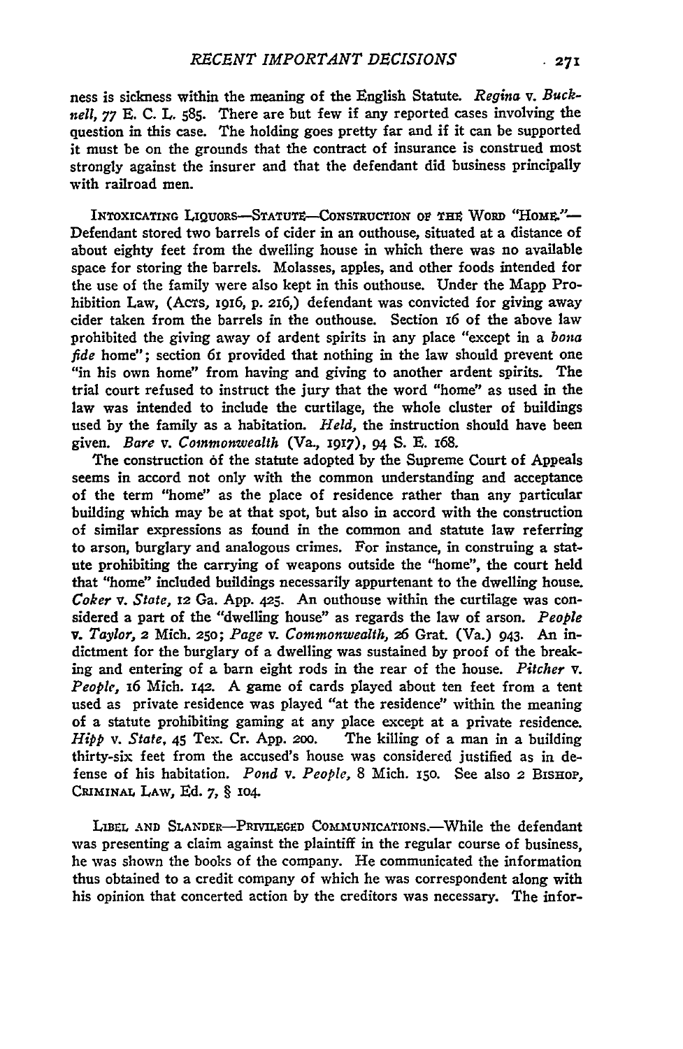ness is sickness within the meaning of the English Statute. *Regina* v. *Bucknell*, 77 E. C. L. 585. There are but few if any reported cases involving the question in this case. The holding goes pretty far and if it can be supported it must be on the grounds that the contract of insurance is construed most strongly against the insurer and that the defendant did business principally with railroad men.

INTOXICATING LIQUORS—STATUTE—CONSTRUCTION OF THE WORD "HOME."—Defendant stored two barrels of cider in an outhouse, situated at a distance of about eighty feet from the dwelling house in which there was no available space for storing the barrels. Molasses, apples, and other foods intended for the use of the family were also kept in this outhouse. Under the Mapp Prohibition Law, (ACTS, 1916, p. 216,) defendant was convicted for giving away cider taken from the barrels in the outhouse. Section 16 of the above law prohibited the giving away of ardent spirits in any place "except in a *bona fide* home"; section 61 provided that nothing in the law should prevent one "in his own home" from having and giving to another ardent spirits. The trial court refused to instruct the jury that the word "home" as used in the law was intended to include the curtilage, the whole cluster of buildings used by the family as a habitation. *Held*, the instruction should have been given. *Bare* v. *Commonwealth* (Va., 1917), 94 S. E. 168.

The construction of the statute adopted by the Supreme Court of Appeals seems in accord not only with the common understanding and acceptance of the term "home" as the place of residence rather than any particular building which may be at that spot, but also in accord with the construction of similar expressions as found in the common and statute law referring to arson, burglary and analogous crimes. For instance, in construing a statute prohibiting the carrying of weapons outside the "home", the court held that "home" included buildings necessarily appurtenant to the dwelling house. *Coker* v. *State*, 12 Ga. App. 425. An outhouse within the curtilage was considered a part of the "dwelling house" as regards the law of arson. *People* v. *Taylor*, 2 Mich. 250; *Page* v. *Commonwealth*, 26 Grat. (Va.) 943. An indictment for the burglary of a dwelling was sustained by proof of the breaking and entering of a barn eight rods in the rear of the house. *Pitcher* v. *People*, 16 Mich. 142. A game of cards played about ten feet from a tent used as private residence was played "at the residence" within the meaning of a statute prohibiting gaming at any place except at a private residence. *Hipp* v. *State*, 45 Tex. Cr. App. 200. The killing of a man in a building thirty-six feet from the accused's house was considered justified as in defense of his habitation. *Pond* v. *People*, 8 Mich. 150. See also 2 BISHOP, CRIMINAL LAW, Ed. 7, § 104.

LIBEL AND SLANDER—PRIVILEGED COMMUNICATIONS.—While the defendant was presenting a claim against the plaintiff in the regular course of business, he was shown the books of the company. He communicated the information thus obtained to a credit company of which he was correspondent along with his opinion that concerted action by the creditors was necessary. The infor-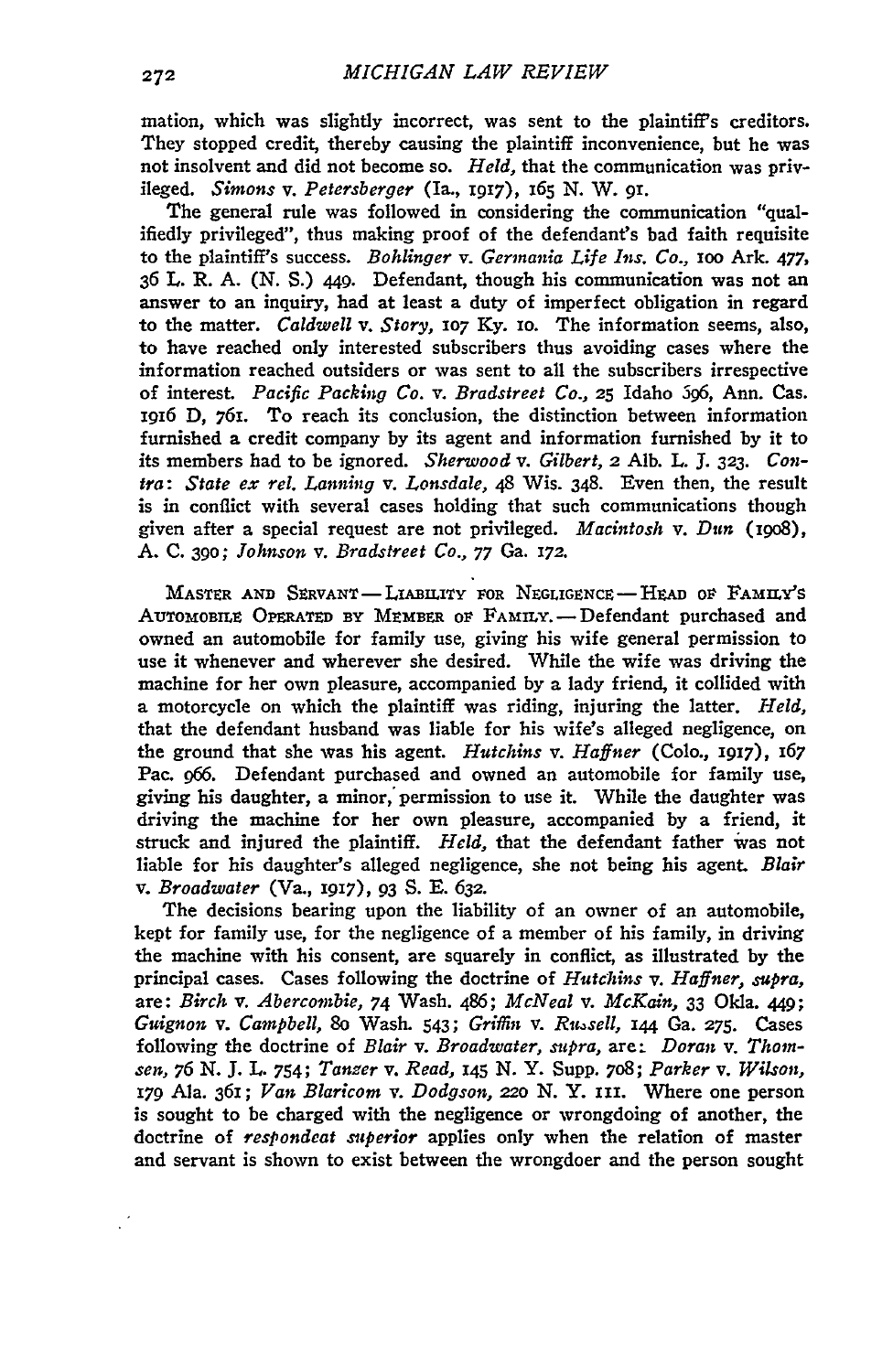mation, which was slightly incorrect, was sent to the plaintiff's creditors. They stopped credit, thereby causing the plaintiff inconvenience, but he was not insolvent and did not become so. *Held,* that the communication was privileged. *Simons* v. *Petersberger* (Ia., 1917), 165 N. W. 91.

The general rule was followed in considering the communication "qualifiedly privileged", thus making proof of the defendant's bad faith requisite to the plaintiff's success. *Bohlinger* v. *Germania Life Ins. Co.,* 100 Ark. 477, 36 L. R. A. (N. S.) 449. Defendant, though his communication was not an answer to an inquiry, had at least a duty of imperfect obligation in regard to the matter. *Caldwell* v. *Story,* 107 Ky. 10. The information seems, also, to have reached only interested subscribers thus avoiding cases where the information reached outsiders or was sent to all the subscribers irrespective of interest. *Pacific Packing Co.* v. *Bradstreet Co.,* 25 Idaho 596, Ann. Cas. 1916 D, 761. To reach its conclusion, the distinction between information furnished a credit company by its agent and information furnished by it to its members had to be ignored. *Sherwood* v. *Gilbert,* 2 Alb. L. J. 323. *Contra: State ex rel. Lanning* v. *Lonsdale,* 48 Wis. 348. Even then, the result is in conflict with several cases holding that such communications though given after a special request are not privileged. *Macintosh* v. *Dun* (1908), A. C. 390; *Johnson* v. *Bradstreet Co.,* 77 Ga. 172.

MASTER AND SERVANT — LIABILITY FOR NEGLIGENCE — HEAD OF FAMILY'S AUTOMOBILE OPERATED BY MEMBER OF FAMILY. — Defendant purchased and owned an automobile for family use, giving his wife general permission to use it whenever and wherever she desired. While the wife was driving the machine for her own pleasure, accompanied by a lady friend, it collided with a motorcycle on which the plaintiff was riding, injuring the latter. *Held,* that the defendant husband was liable for his wife's alleged negligence, on the ground that she was his agent. *Hutchins* v. *Haffner* (Colo., 1917), 167 Pac. 966. Defendant purchased and owned an automobile for family use, giving his daughter, a minor, permission to use it. While the daughter was driving the machine for her own pleasure, accompanied by a friend, it struck and injured the plaintiff. *Held,* that the defendant father was not liable for his daughter's alleged negligence, she not being his agent. *Blair* v. *Broadwater* (Va., 1917), 93 S. E. 632.

The decisions bearing upon the liability of an owner of an automobile, kept for family use, for the negligence of a member of his family, in driving the machine with his consent, are squarely in conflict, as illustrated by the principal cases. Cases following the doctrine of *Hutchins* v. *Haffner, supra,* are: *Birch* v. *Abercombie,* 74 Wash. 486; *McNeal* v. *McKain,* 33 Okla. 449; *Guignon* v. *Campbell,* 80 Wash. 543; *Griffin* v. *Russell,* 144 Ga. 275. Cases following the doctrine of *Blair* v. *Broadwater, supra,* are: *Doran* v. *Thomsen,* 76 N. J. L. 754; *Tanzer* v. *Read,* 145 N. Y. Supp. 708; *Parker* v. *Wilson,* 179 Ala. 361; *Van Blaricom* v. *Dodgson,* 220 N. Y. 111. Where one person is sought to be charged with the negligence or wrongdoing of another, the doctrine of *respondeat superior* applies only when the relation of master and servant is shown to exist between the wrongdoer and the person sought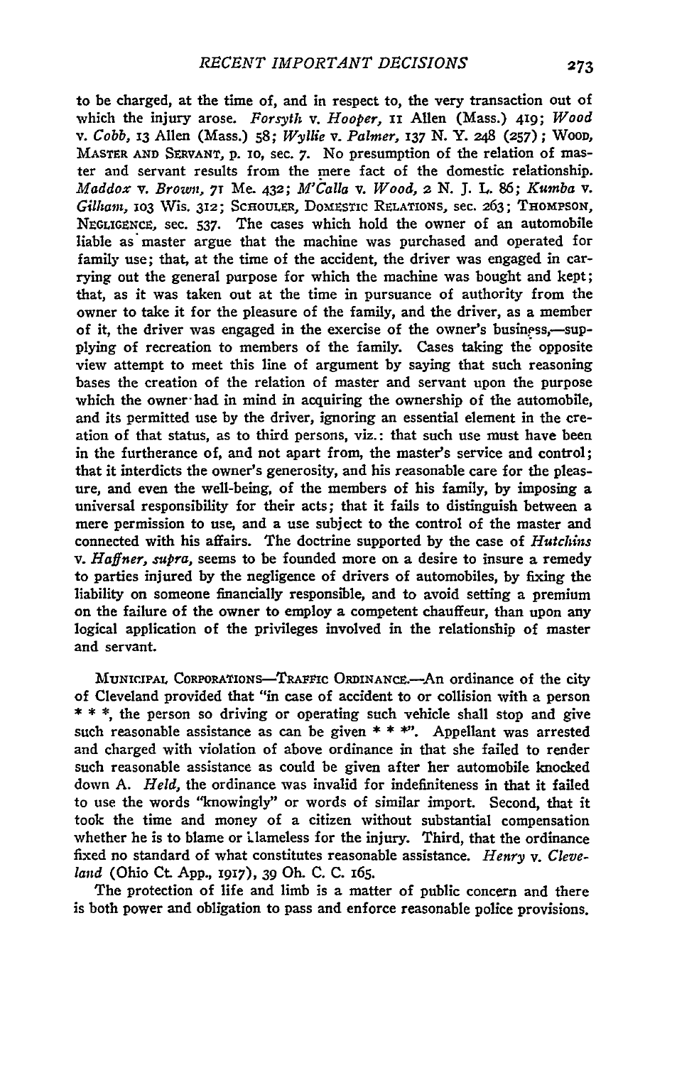to be charged, at the time of, and in respect to, the very transaction out of which the injury arose. *Forsyth* v. *Hooper*, 11 Allen (Mass.) 419; *Wood* v. *Cobb*, 13 Allen (Mass.) 58; *Wyllie* v. *Palmer*, 137 N. Y. 248 (257); WOOD, MASTER AND SERVANT, p. 10, sec. 7. No presumption of the relation of master and servant results from the mere fact of the domestic relationship. *Maddox* v. *Brown*, 71 Me. 432; *M'Calla* v. *Wood*, 2 N. J. L. 86; *Kumba* v. *Gilham*, 103 Wis. 312; SCHOULER, DOMESTIC RELATIONS, sec. 263; THOMPSON, NEGLIGENCE, sec. 537. The cases which hold the owner of an automobile liable as master argue that the machine was purchased and operated for family use; that, at the time of the accident, the driver was engaged in carrying out the general purpose for which the machine was bought and kept; that, as it was taken out at the time in pursuance of authority from the owner to take it for the pleasure of the family, and the driver, as a member of it, the driver was engaged in the exercise of the owner's business,—supplying of recreation to members of the family. Cases taking the opposite view attempt to meet this line of argument by saying that such reasoning bases the creation of the relation of master and servant upon the purpose which the owner had in mind in acquiring the ownership of the automobile, and its permitted use by the driver, ignoring an essential element in the creation of that status, as to third persons, viz.: that such use must have been in the furtherance of, and not apart from, the master's service and control; that it interdicts the owner's generosity, and his reasonable care for the pleasure, and even the well-being, of the members of his family, by imposing a universal responsibility for their acts; that it fails to distinguish between a mere permission to use, and a use subject to the control of the master and connected with his affairs. The doctrine supported by the case of *Hutchins* v. *Haffner*, *supra*, seems to be founded more on a desire to insure a remedy to parties injured by the negligence of drivers of automobiles, by fixing the liability on someone financially responsible, and to avoid setting a premium on the failure of the owner to employ a competent chauffeur, than upon any logical application of the privileges involved in the relationship of master and servant.

MUNICIPAL CORPORATIONS—TRAFFIC ORDINANCE.—An ordinance of the city of Cleveland provided that "in case of accident to or collision with a person * * *, the person so driving or operating such vehicle shall stop and give such reasonable assistance as can be given * * *". Appellant was arrested and charged with violation of above ordinance in that she failed to render such reasonable assistance as could be given after her automobile knocked down A. *Held*, the ordinance was invalid for indefiniteness in that it failed to use the words "knowingly" or words of similar import. Second, that it took the time and money of a citizen without substantial compensation whether he is to blame or blameless for the injury. Third, that the ordinance fixed no standard of what constitutes reasonable assistance. *Henry* v. *Cleveland* (Ohio Ct. App., 1917), 39 Oh. C. C. 165.

The protection of life and limb is a matter of public concern and there is both power and obligation to pass and enforce reasonable police provisions.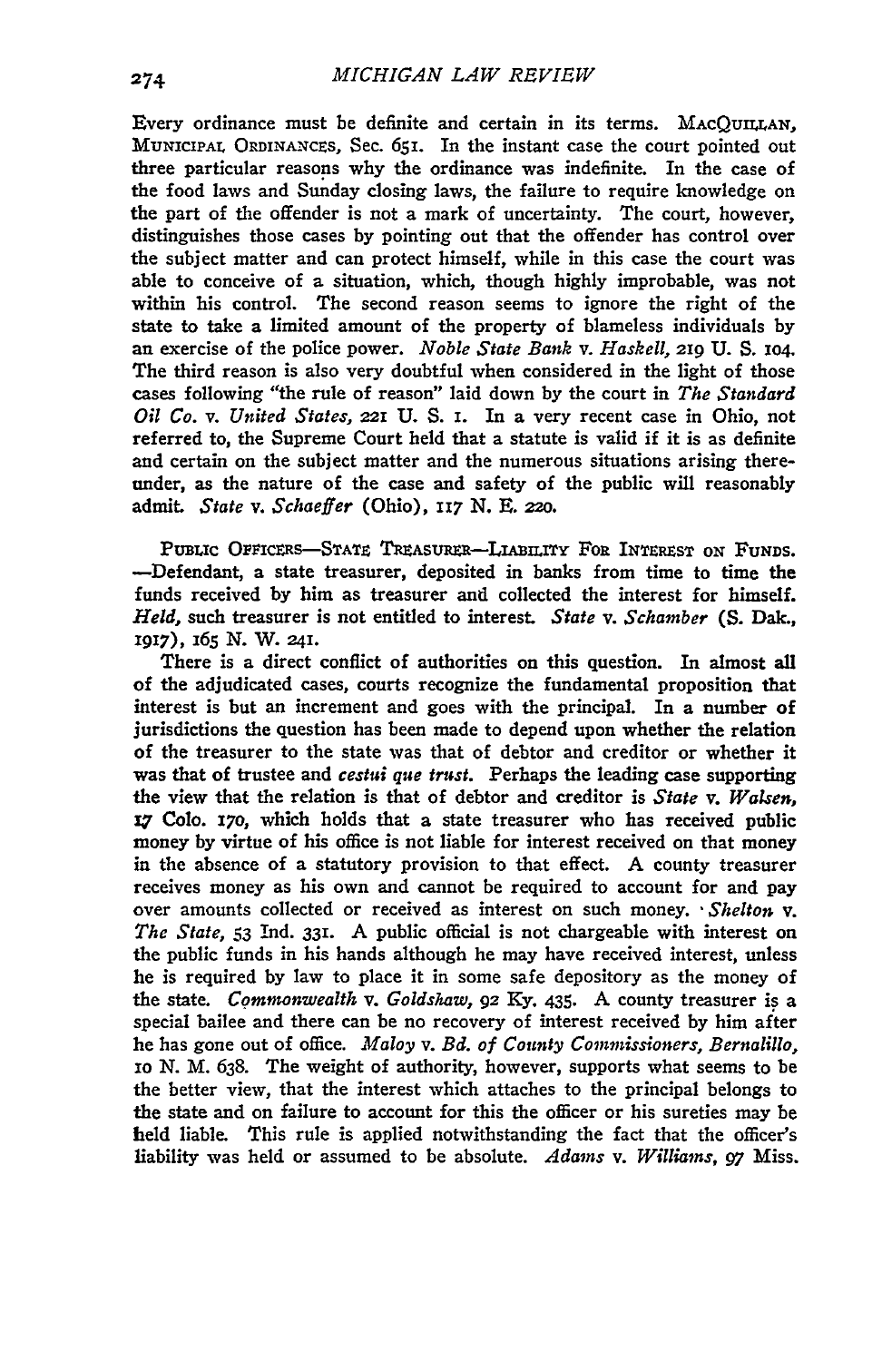Every ordinance must be definite and certain in its terms. MACQUILLAN, MUNICIPAL ORDINANCES, Sec. 651. In the instant case the court pointed out three particular reasons why the ordinance was indefinite. In the case of the food laws and Sunday closing laws, the failure to require knowledge on the part of the offender is not a mark of uncertainty. The court, however, distinguishes those cases by pointing out that the offender has control over the subject matter and can protect himself, while in this case the court was able to conceive of a situation, which, though highly improbable, was not within his control. The second reason seems to ignore the right of the state to take a limited amount of the property of blameless individuals by an exercise of the police power. *Noble State Bank* v. *Haskell*, 219 U. S. 104. The third reason is also very doubtful when considered in the light of those cases following "the rule of reason" laid down by the court in *The Standard Oil Co.* v. *United States*, 221 U. S. 1. In a very recent case in Ohio, not referred to, the Supreme Court held that a statute is valid if it is as definite and certain on the subject matter and the numerous situations arising thereunder, as the nature of the case and safety of the public will reasonably admit. *State* v. *Schaeffer* (Ohio), 117 N. E. 220.

PUBLIC OFFICERS—STATE TREASURER—LIABILITY FOR INTEREST ON FUNDS. —Defendant, a state treasurer, deposited in banks from time to time the funds received by him as treasurer and collected the interest for himself. *Held*, such treasurer is not entitled to interest. *State* v. *Schamber* (S. Dak., 1917), 165 N. W. 241.

There is a direct conflict of authorities on this question. In almost all of the adjudicated cases, courts recognize the fundamental proposition that interest is but an increment and goes with the principal. In a number of jurisdictions the question has been made to depend upon whether the relation of the treasurer to the state was that of debtor and creditor or whether it was that of trustee and *cestui que trust*. Perhaps the leading case supporting the view that the relation is that of debtor and creditor is *State* v. *Walsen*, 17 Colo. 170, which holds that a state treasurer who has received public money by virtue of his office is not liable for interest received on that money in the absence of a statutory provision to that effect. A county treasurer receives money as his own and cannot be required to account for and pay over amounts collected or received as interest on such money. *Shelton* v. *The State*, 53 Ind. 331. A public official is not chargeable with interest on the public funds in his hands although he may have received interest, unless he is required by law to place it in some safe depository as the money of the state. *Commonwealth* v. *Goldshaw*, 92 Ky. 435. A county treasurer is a special bailee and there can be no recovery of interest received by him after he has gone out of office. *Maloy* v. *Bd. of County Commissioners, Bernalillo*, 10 N. M. 638. The weight of authority, however, supports what seems to be the better view, that the interest which attaches to the principal belongs to the state and on failure to account for this the officer or his sureties may be held liable. This rule is applied notwithstanding the fact that the officer's liability was held or assumed to be absolute. *Adams* v. *Williams*, 97 Miss.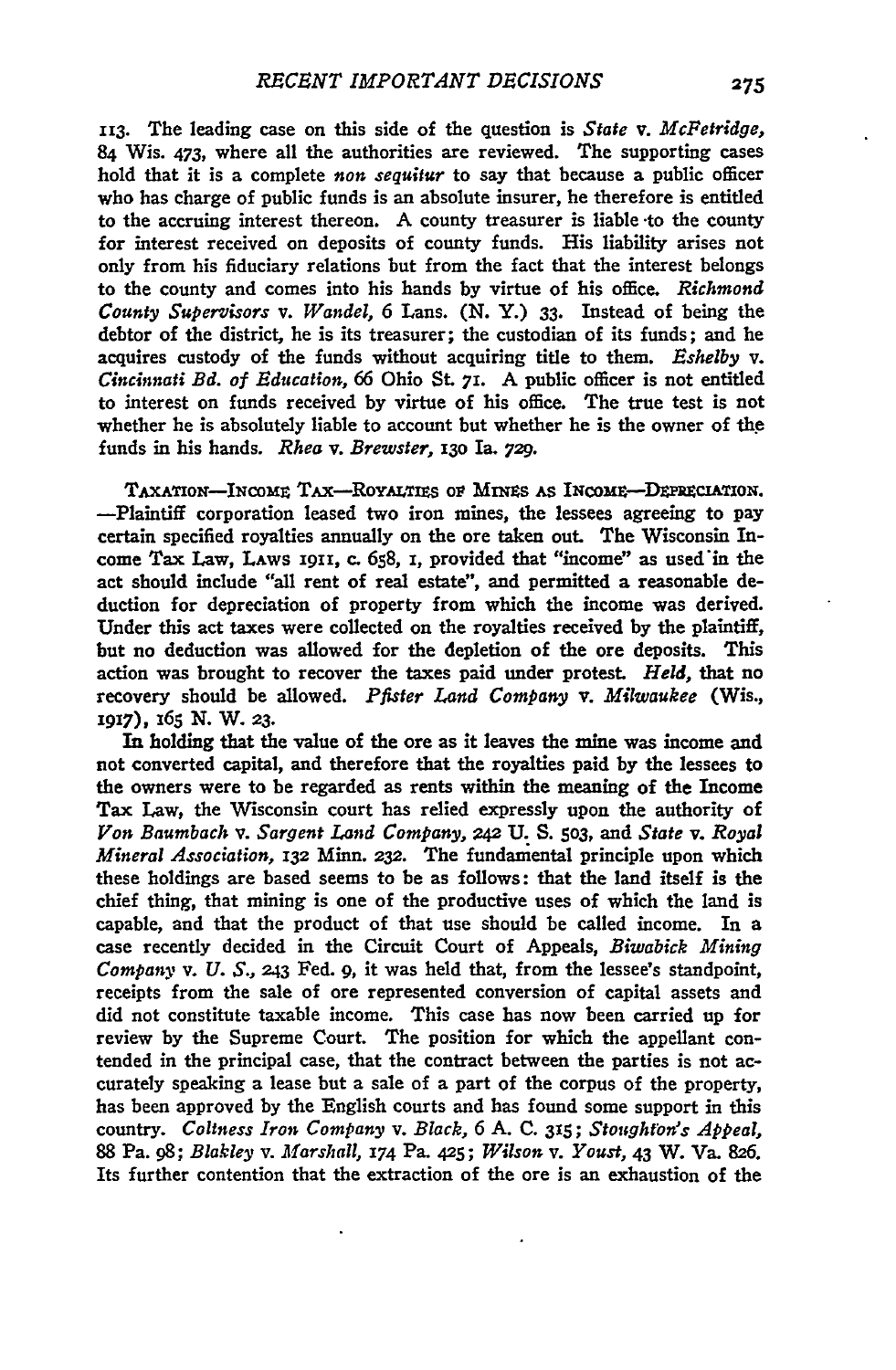113. The leading case on this side of the question is *State* v. *McFetridge*, 84 Wis. 473, where all the authorities are reviewed. The supporting cases hold that it is a complete *non sequitur* to say that because a public officer who has charge of public funds is an absolute insurer, he therefore is entitled to the accruing interest thereon. A county treasurer is liable to the county for interest received on deposits of county funds. His liability arises not only from his fiduciary relations but from the fact that the interest belongs to the county and comes into his hands by virtue of his office. *Richmond County Supervisors* v. *Wandel*, 6 Lans. (N. Y.) 33. Instead of being the debtor of the district, he is its treasurer; the custodian of its funds; and he acquires custody of the funds without acquiring title to them. *Eshelby* v. *Cincinnati Bd. of Education*, 66 Ohio St. 71. A public officer is not entitled to interest on funds received by virtue of his office. The true test is not whether he is absolutely liable to account but whether he is the owner of the funds in his hands. *Rhea* v. *Brewster*, 130 Ia. 729.

TAXATION—INCOME TAX—ROYALTIES OF MINES AS INCOME—DEPRECIATION.—Plaintiff corporation leased two iron mines, the lessees agreeing to pay certain specified royalties annually on the ore taken out. The Wisconsin Income Tax Law, LAWS 1911, c. 658, 1, provided that "income" as used in the act should include "all rent of real estate", and permitted a reasonable deduction for depreciation of property from which the income was derived. Under this act taxes were collected on the royalties received by the plaintiff, but no deduction was allowed for the depletion of the ore deposits. This action was brought to recover the taxes paid under protest. *Held*, that no recovery should be allowed. *Pfister Land Company* v. *Milwaukee* (Wis., 1917), 165 N. W. 23.

In holding that the value of the ore as it leaves the mine was income and not converted capital, and therefore that the royalties paid by the lessees to the owners were to be regarded as rents within the meaning of the Income Tax Law, the Wisconsin court has relied expressly upon the authority of *Von Baumbach* v. *Sargent Land Company*, 242 U. S. 503, and *State* v. *Royal Mineral Association*, 132 Minn. 232. The fundamental principle upon which these holdings are based seems to be as follows: that the land itself is the chief thing, that mining is one of the productive uses of which the land is capable, and that the product of that use should be called income. In a case recently decided in the Circuit Court of Appeals, *Biwabick Mining Company* v. *U. S.*, 243 Fed. 9, it was held that, from the lessee's standpoint, receipts from the sale of ore represented conversion of capital assets and did not constitute taxable income. This case has now been carried up for review by the Supreme Court. The position for which the appellant contended in the principal case, that the contract between the parties is not accurately speaking a lease but a sale of a part of the corpus of the property, has been approved by the English courts and has found some support in this country. *Coltness Iron Company* v. *Black*, 6 A. C. 315; *Stoughton's Appeal*, 88 Pa. 98; *Blakley* v. *Marshall*, 174 Pa. 425; *Wilson* v. *Youst*, 43 W. Va. 826. Its further contention that the extraction of the ore is an exhaustion of the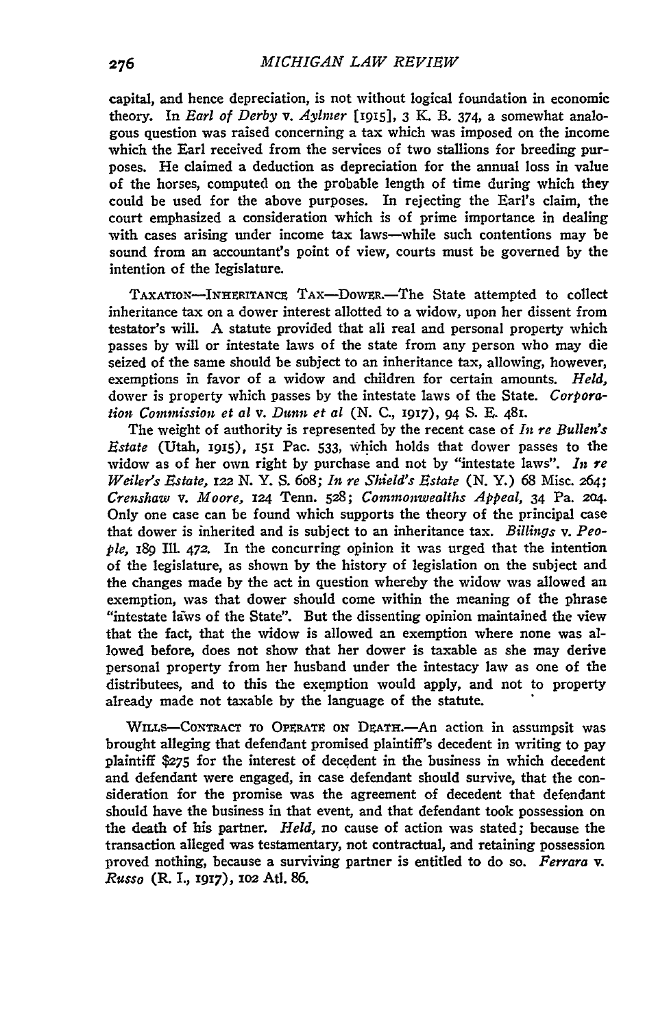capital, and hence depreciation, is not without logical foundation in economic theory. In *Earl of Derby* v. *Aylmer* [1915], 3 K. B. 374, a somewhat analogous question was raised concerning a tax which was imposed on the income which the Earl received from the services of two stallions for breeding purposes. He claimed a deduction as depreciation for the annual loss in value of the horses, computed on the probable length of time during which they could be used for the above purposes. In rejecting the Earl's claim, the court emphasized a consideration which is of prime importance in dealing with cases arising under income tax laws—while such contentions may be sound from an accountant's point of view, courts must be governed by the intention of the legislature.

TAXATION—INHERITANCE TAX—DOWER.—The State attempted to collect inheritance tax on a dower interest allotted to a widow, upon her dissent from testator's will. A statute provided that all real and personal property which passes by will or intestate laws of the state from any person who may die seized of the same should be subject to an inheritance tax, allowing, however, exemptions in favor of a widow and children for certain amounts. *Held,* dower is property which passes by the intestate laws of the State. *Corporation Commission et al* v. *Dunn et al* (N. C., 1917), 94 S. E. 481.

The weight of authority is represented by the recent case of *In re Bullen's Estate* (Utah, 1915), 151 Pac. 533, which holds that dower passes to the widow as of her own right by purchase and not by "intestate laws". *In re Weiler's Estate,* 122 N. Y. S. 608; *In re Shield's Estate* (N. Y.) 68 Misc. 264; *Crenshaw* v. *Moore,* 124 Tenn. 528; *Commonwealths Appeal,* 34 Pa. 204. Only one case can be found which supports the theory of the principal case that dower is inherited and is subject to an inheritance tax. *Billings* v. *People,* 189 Ill. 472. In the concurring opinion it was urged that the intention of the legislature, as shown by the history of legislation on the subject and the changes made by the act in question whereby the widow was allowed an exemption, was that dower should come within the meaning of the phrase "intestate laws of the State". But the dissenting opinion maintained the view that the fact, that the widow is allowed an exemption where none was allowed before, does not show that her dower is taxable as she may derive personal property from her husband under the intestacy law as one of the distributees, and to this the exemption would apply, and not to property already made not taxable by the language of the statute.

WILLS—CONTRACT TO OPERATE ON DEATH.—An action in assumpsit was brought alleging that defendant promised plaintiff's decedent in writing to pay plaintiff $275 for the interest of decedent in the business in which decedent and defendant were engaged, in case defendant should survive, that the consideration for the promise was the agreement of decedent that defendant should have the business in that event, and that defendant took possession on the death of his partner. *Held,* no cause of action was stated; because the transaction alleged was testamentary, not contractual, and retaining possession proved nothing, because a surviving partner is entitled to do so. *Ferrara* v. *Russo* (R. I., 1917), 102 Atl. 86.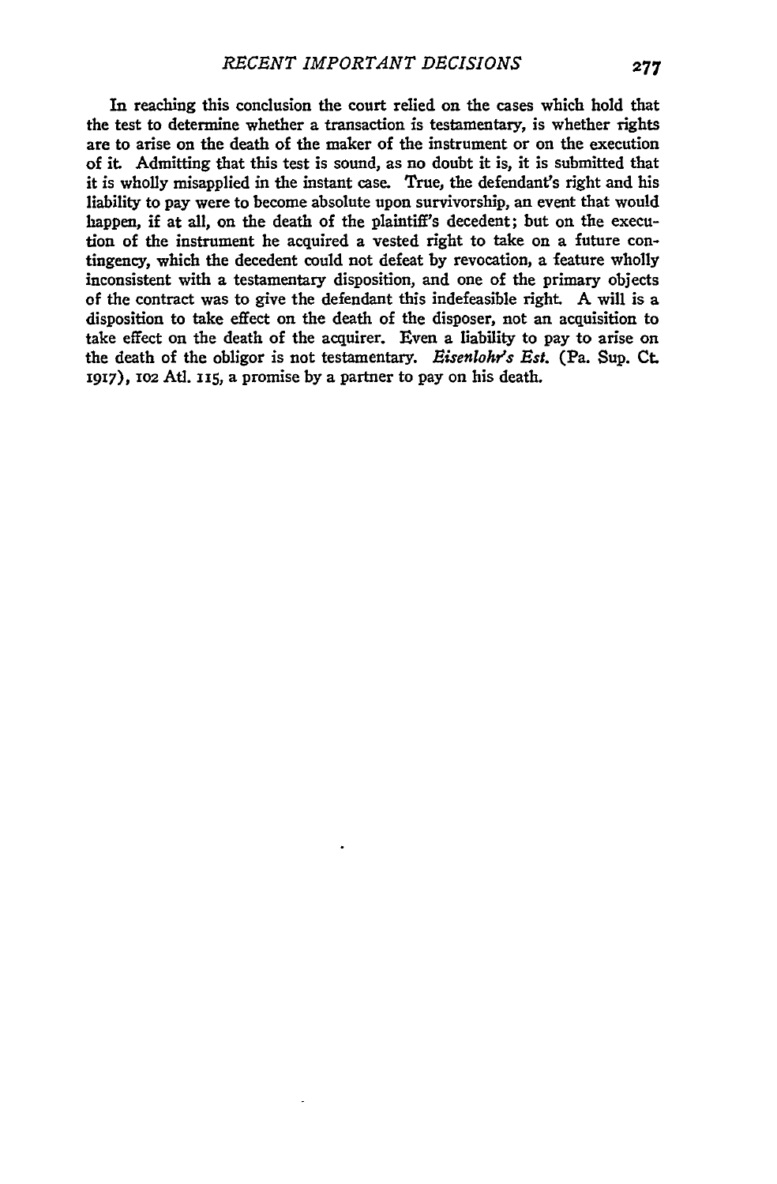In reaching this conclusion the court relied on the cases which hold that the test to determine whether a transaction is testamentary, is whether rights are to arise on the death of the maker of the instrument or on the execution of it. Admitting that this test is sound, as no doubt it is, it is submitted that it is wholly misapplied in the instant case. True, the defendant's right and his liability to pay were to become absolute upon survivorship, an event that would happen, if at all, on the death of the plaintiff's decedent; but on the execution of the instrument he acquired a vested right to take on a future contingency, which the decedent could not defeat by revocation, a feature wholly inconsistent with a testamentary disposition, and one of the primary objects of the contract was to give the defendant this indefeasible right. A will is a disposition to take effect on the death of the disposer, not an acquisition to take effect on the death of the acquirer. Even a liability to pay to arise on the death of the obligor is not testamentary. *Eisenlohr's Est.* (Pa. Sup. Ct. 1917), 102 Atl. 115, a promise by a partner to pay on his death.